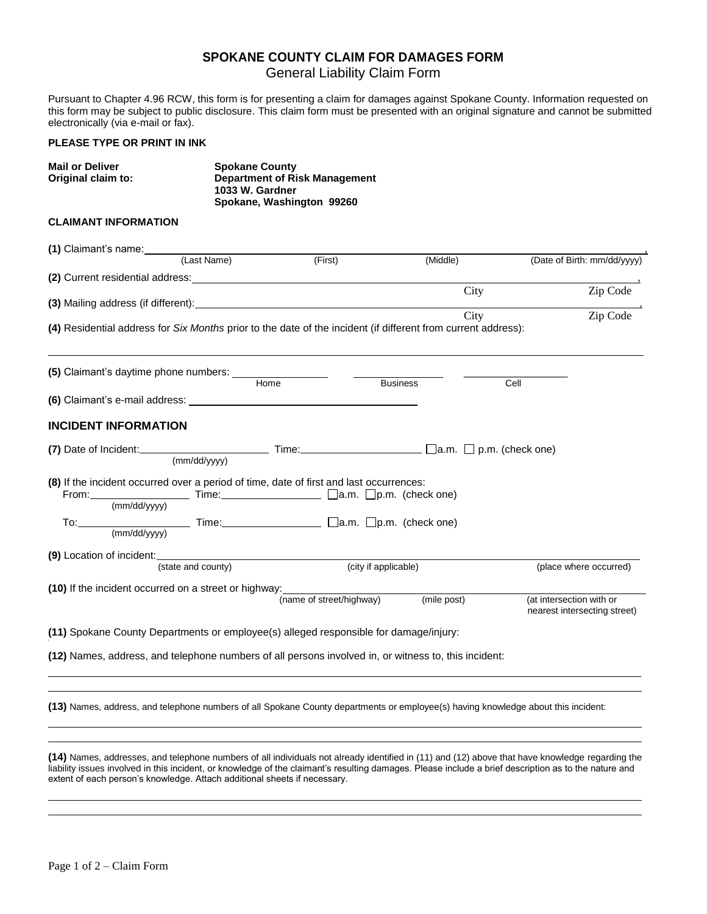# SPOKANE COUNTY CLAIM FOR DAMAGES FORM

General Liability Claim Form

Pursuant to Chapter 4.96 RCW, this form is for presenting a claim for damages against Spokane County. Information requested on this form may be subject to public disclosure. This claim form must be presented with an original signature and cannot be submitted electronically (via e-mail or fax).

**PLEASE TYPE OR PRINT IN INK**

**Mail or Deliver Original claim to:**

**Spokane County**
**Department of Risk Management**
**1033 W. Gardner**
**Spokane, Washington 99260**

**CLAIMANT INFORMATION**

**(1)** Claimant's name: ______________________________________________________________,
(Last Name) (First) (Middle) (Date of Birth: mm/dd/yyyy)

**(2)** Current residential address: ______________________________________________________________,
City Zip Code

**(3)** Mailing address (if different): ______________________________________________________________,
City Zip Code

**(4)** Residential address for *Six Months* prior to the date of the incident (if different from current address):

______________________________________________________________

**(5)** Claimant's daytime phone numbers: ______________ ______________ ______________
Home Business Cell

**(6)** Claimant's e-mail address: ______________________________

## INCIDENT INFORMATION

**(7)** Date of Incident: ______________ Time: ______________ ☐ a.m. ☐ p.m. (check one)
(mm/dd/yyyy)

**(8)** If the incident occurred over a period of time, date of first and last occurrences:

From: ______________ Time: ______________ ☐ a.m. ☐ p.m. (check one)
(mm/dd/yyyy)

To: ______________ Time: ______________ ☐ a.m. ☐ p.m. (check one)
(mm/dd/yyyy)

**(9)** Location of incident: ______________________________________________________________
(state and county) (city if applicable) (place where occurred)

**(10)** If the incident occurred on a street or highway: ______________________________________________
(name of street/highway) (mile post) (at intersection with or nearest intersecting street)

**(11)** Spokane County Departments or employee(s) alleged responsible for damage/injury:

**(12)** Names, address, and telephone numbers of all persons involved in, or witness to, this incident:

______________________________________________________________

______________________________________________________________

**(13)** Names, address, and telephone numbers of all Spokane County departments or employee(s) having knowledge about this incident:

______________________________________________________________

______________________________________________________________

**(14)** Names, addresses, and telephone numbers of all individuals not already identified in (11) and (12) above that have knowledge regarding the liability issues involved in this incident, or knowledge of the claimant's resulting damages. Please include a brief description as to the nature and extent of each person's knowledge. Attach additional sheets if necessary.

______________________________________________________________

______________________________________________________________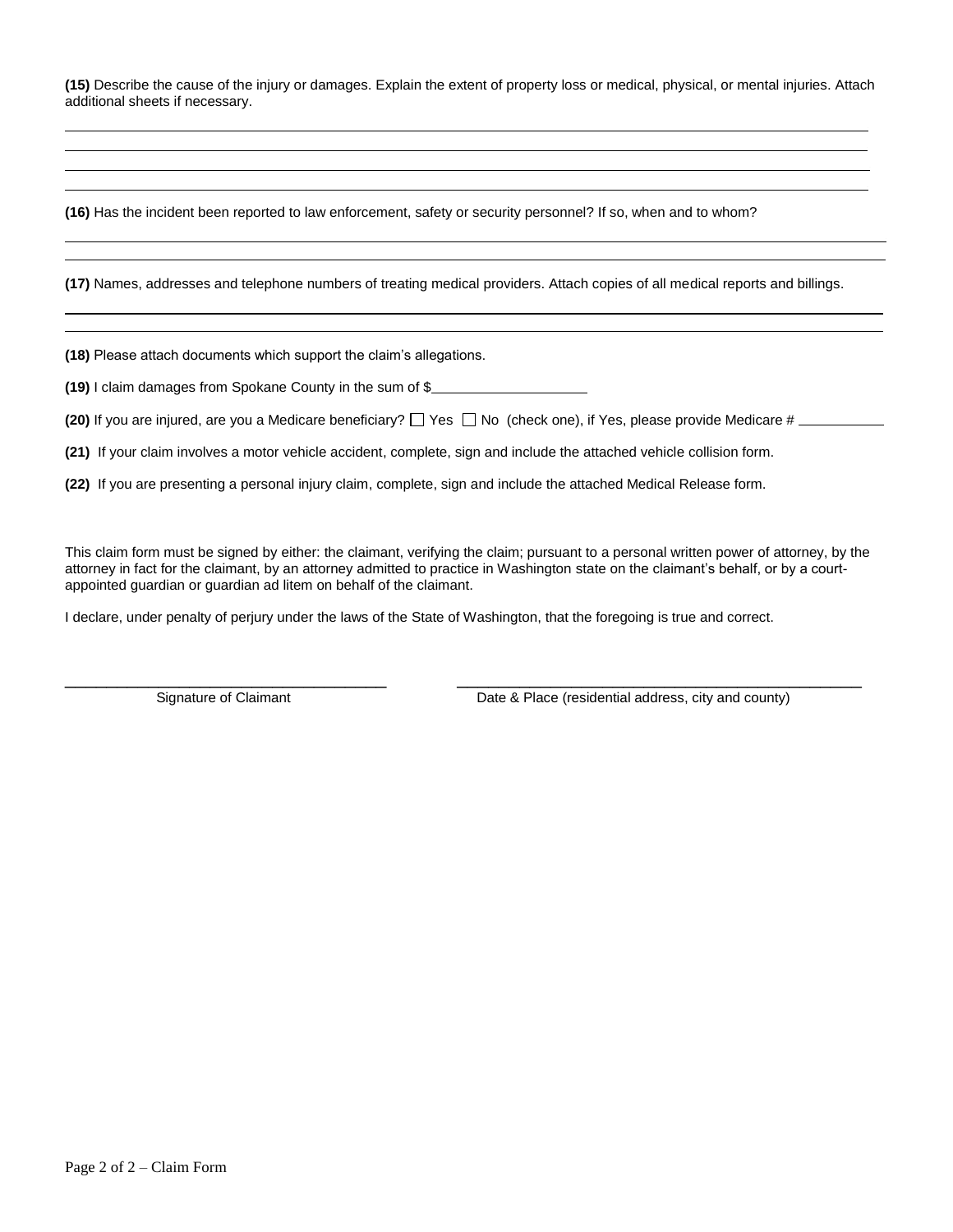**(15)** Describe the cause of the injury or damages. Explain the extent of property loss or medical, physical, or mental injuries. Attach additional sheets if necessary.

______________________________________________________________________________

______________________________________________________________________________

______________________________________________________________________________

______________________________________________________________________________

**(16)** Has the incident been reported to law enforcement, safety or security personnel? If so, when and to whom?

______________________________________________________________________________

______________________________________________________________________________

**(17)** Names, addresses and telephone numbers of treating medical providers. Attach copies of all medical reports and billings.

______________________________________________________________________________

______________________________________________________________________________

**(18)** Please attach documents which support the claim's allegations.

**(19)** I claim damages from Spokane County in the sum of $____________________

**(20)** If you are injured, are you a Medicare beneficiary? ☐ Yes ☐ No (check one), if Yes, please provide Medicare # ___________

**(21)** If your claim involves a motor vehicle accident, complete, sign and include the attached vehicle collision form.

**(22)** If you are presenting a personal injury claim, complete, sign and include the attached Medical Release form.

This claim form must be signed by either: the claimant, verifying the claim; pursuant to a personal written power of attorney, by the attorney in fact for the claimant, by an attorney admitted to practice in Washington state on the claimant's behalf, or by a court-appointed guardian or guardian ad litem on behalf of the claimant.

I declare, under penalty of perjury under the laws of the State of Washington, that the foregoing is true and correct.

________________________________________ ____________________________________________________

Signature of Claimant Date & Place (residential address, city and county)